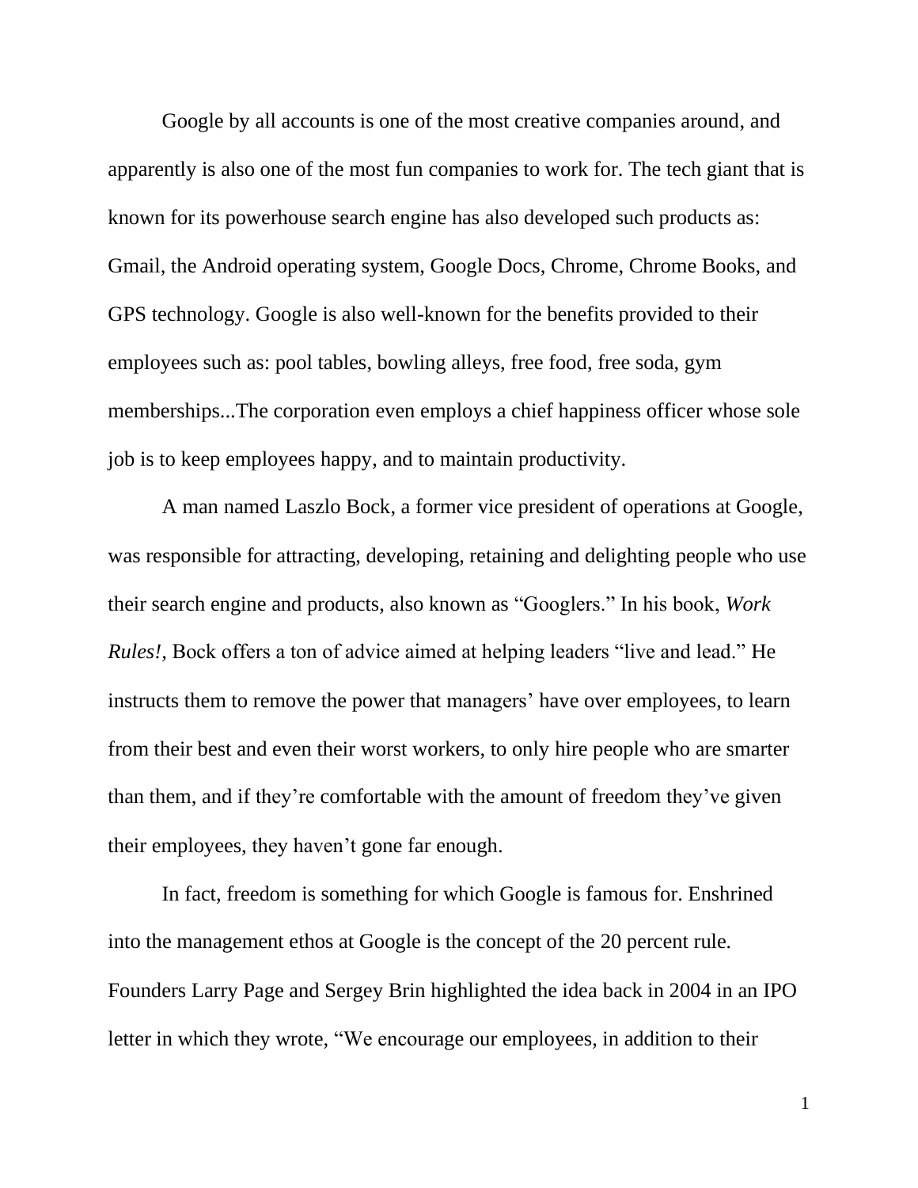Google by all accounts is one of the most creative companies around, and apparently is also one of the most fun companies to work for. The tech giant that is known for its powerhouse search engine has also developed such products as: Gmail, the Android operating system, Google Docs, Chrome, Chrome Books, and GPS technology. Google is also well-known for the benefits provided to their employees such as: pool tables, bowling alleys, free food, free soda, gym memberships...The corporation even employs a chief happiness officer whose sole job is to keep employees happy, and to maintain productivity.

A man named Laszlo Bock, a former vice president of operations at Google, was responsible for attracting, developing, retaining and delighting people who use their search engine and products, also known as "Googlers." In his book, *Work Rules!,* Bock offers a ton of advice aimed at helping leaders "live and lead." He instructs them to remove the power that managers' have over employees, to learn from their best and even their worst workers, to only hire people who are smarter than them, and if they're comfortable with the amount of freedom they've given their employees, they haven't gone far enough.

In fact, freedom is something for which Google is famous for. Enshrined into the management ethos at Google is the concept of the 20 percent rule. Founders Larry Page and Sergey Brin highlighted the idea back in 2004 in an IPO letter in which they wrote, "We encourage our employees, in addition to their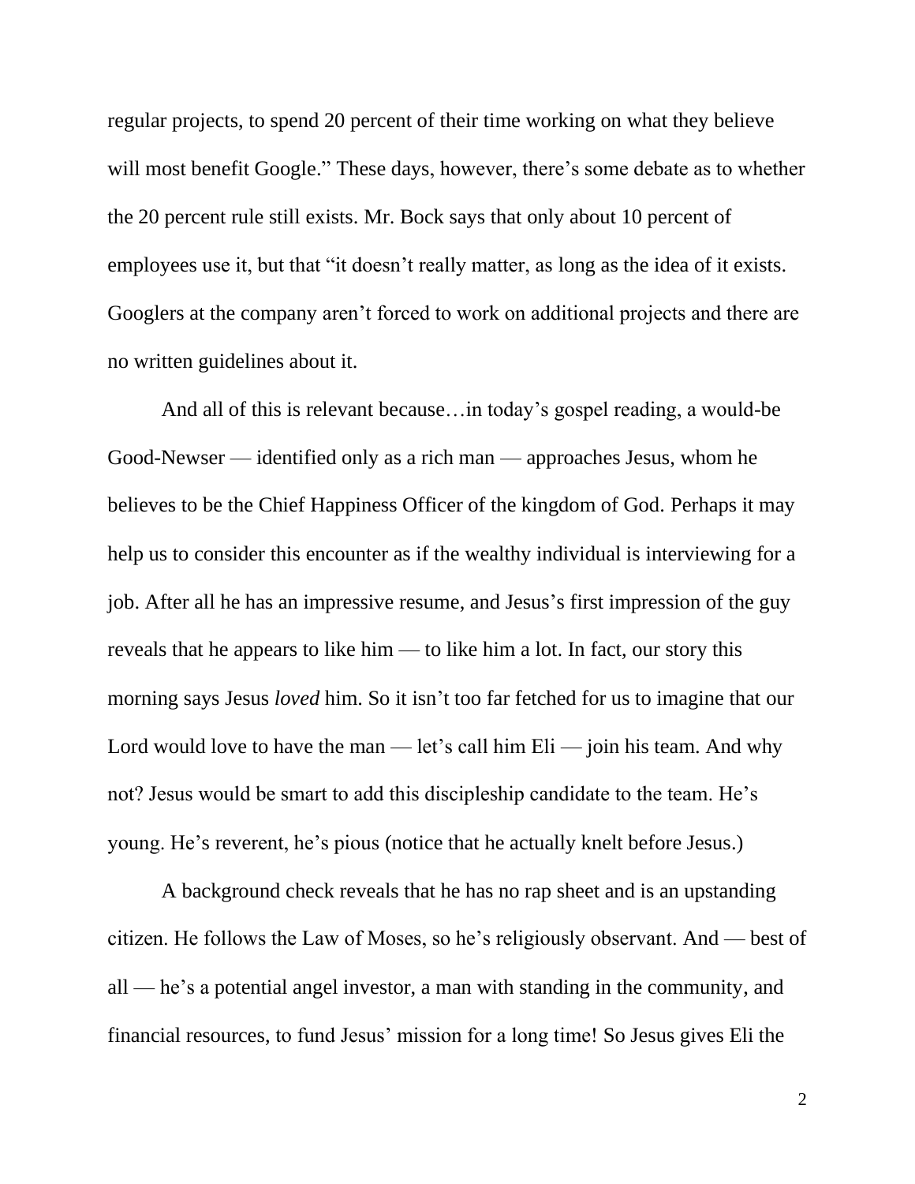regular projects, to spend 20 percent of their time working on what they believe will most benefit Google." These days, however, there's some debate as to whether the 20 percent rule still exists. Mr. Bock says that only about 10 percent of employees use it, but that "it doesn't really matter, as long as the idea of it exists. Googlers at the company aren't forced to work on additional projects and there are no written guidelines about it.

And all of this is relevant because…in today's gospel reading, a would-be Good-Newser — identified only as a rich man — approaches Jesus, whom he believes to be the Chief Happiness Officer of the kingdom of God. Perhaps it may help us to consider this encounter as if the wealthy individual is interviewing for a job. After all he has an impressive resume, and Jesus's first impression of the guy reveals that he appears to like him — to like him a lot. In fact, our story this morning says Jesus *loved* him. So it isn't too far fetched for us to imagine that our Lord would love to have the man — let's call him Eli — join his team. And why not? Jesus would be smart to add this discipleship candidate to the team. He's young. He's reverent, he's pious (notice that he actually knelt before Jesus.)

A background check reveals that he has no rap sheet and is an upstanding citizen. He follows the Law of Moses, so he's religiously observant. And — best of all — he's a potential angel investor, a man with standing in the community, and financial resources, to fund Jesus' mission for a long time! So Jesus gives Eli the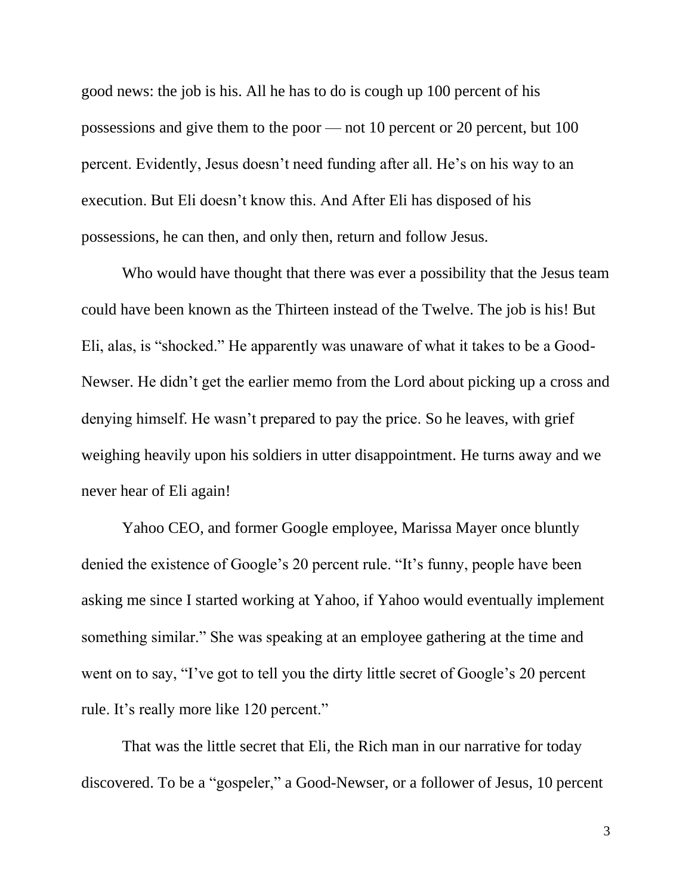good news: the job is his. All he has to do is cough up 100 percent of his possessions and give them to the poor — not 10 percent or 20 percent, but 100 percent. Evidently, Jesus doesn't need funding after all. He's on his way to an execution. But Eli doesn't know this. And After Eli has disposed of his possessions, he can then, and only then, return and follow Jesus.

Who would have thought that there was ever a possibility that the Jesus team could have been known as the Thirteen instead of the Twelve. The job is his! But Eli, alas, is "shocked." He apparently was unaware of what it takes to be a Good-Newser. He didn't get the earlier memo from the Lord about picking up a cross and denying himself. He wasn't prepared to pay the price. So he leaves, with grief weighing heavily upon his soldiers in utter disappointment. He turns away and we never hear of Eli again!

Yahoo CEO, and former Google employee, Marissa Mayer once bluntly denied the existence of Google's 20 percent rule. "It's funny, people have been asking me since I started working at Yahoo, if Yahoo would eventually implement something similar." She was speaking at an employee gathering at the time and went on to say, "I've got to tell you the dirty little secret of Google's 20 percent rule. It's really more like 120 percent."

That was the little secret that Eli, the Rich man in our narrative for today discovered. To be a "gospeler," a Good-Newser, or a follower of Jesus, 10 percent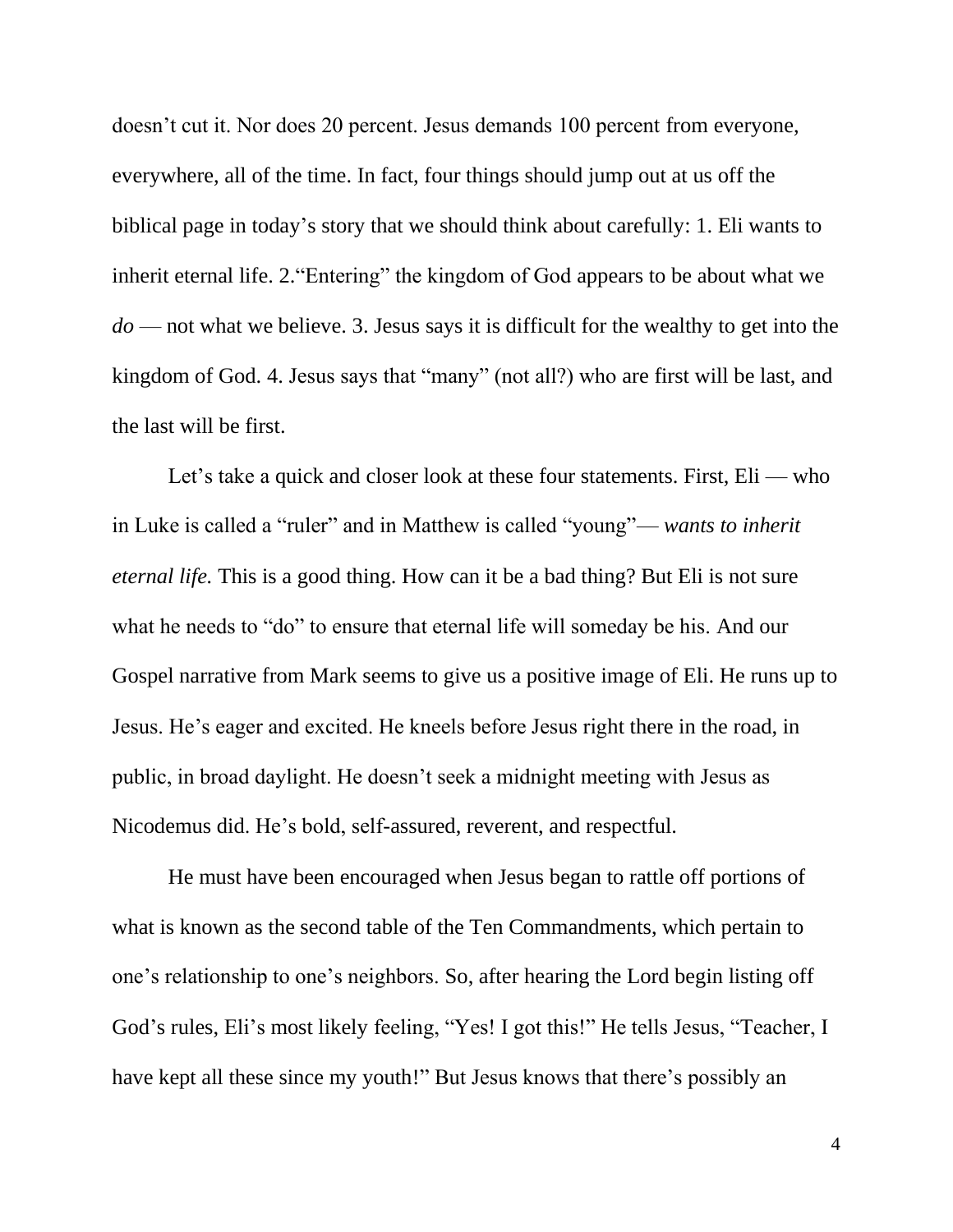doesn't cut it. Nor does 20 percent. Jesus demands 100 percent from everyone, everywhere, all of the time. In fact, four things should jump out at us off the biblical page in today's story that we should think about carefully: 1. Eli wants to inherit eternal life. 2."Entering" the kingdom of God appears to be about what we *do* — not what we believe. 3. Jesus says it is difficult for the wealthy to get into the kingdom of God. 4. Jesus says that "many" (not all?) who are first will be last, and the last will be first.

Let's take a quick and closer look at these four statements. First, Eli — who in Luke is called a "ruler" and in Matthew is called "young"— *wants to inherit eternal life.* This is a good thing. How can it be a bad thing? But Eli is not sure what he needs to "do" to ensure that eternal life will someday be his. And our Gospel narrative from Mark seems to give us a positive image of Eli. He runs up to Jesus. He's eager and excited. He kneels before Jesus right there in the road, in public, in broad daylight. He doesn't seek a midnight meeting with Jesus as Nicodemus did. He's bold, self-assured, reverent, and respectful.

He must have been encouraged when Jesus began to rattle off portions of what is known as the second table of the Ten Commandments, which pertain to one's relationship to one's neighbors. So, after hearing the Lord begin listing off God's rules, Eli's most likely feeling, "Yes! I got this!" He tells Jesus, "Teacher, I have kept all these since my youth!" But Jesus knows that there's possibly an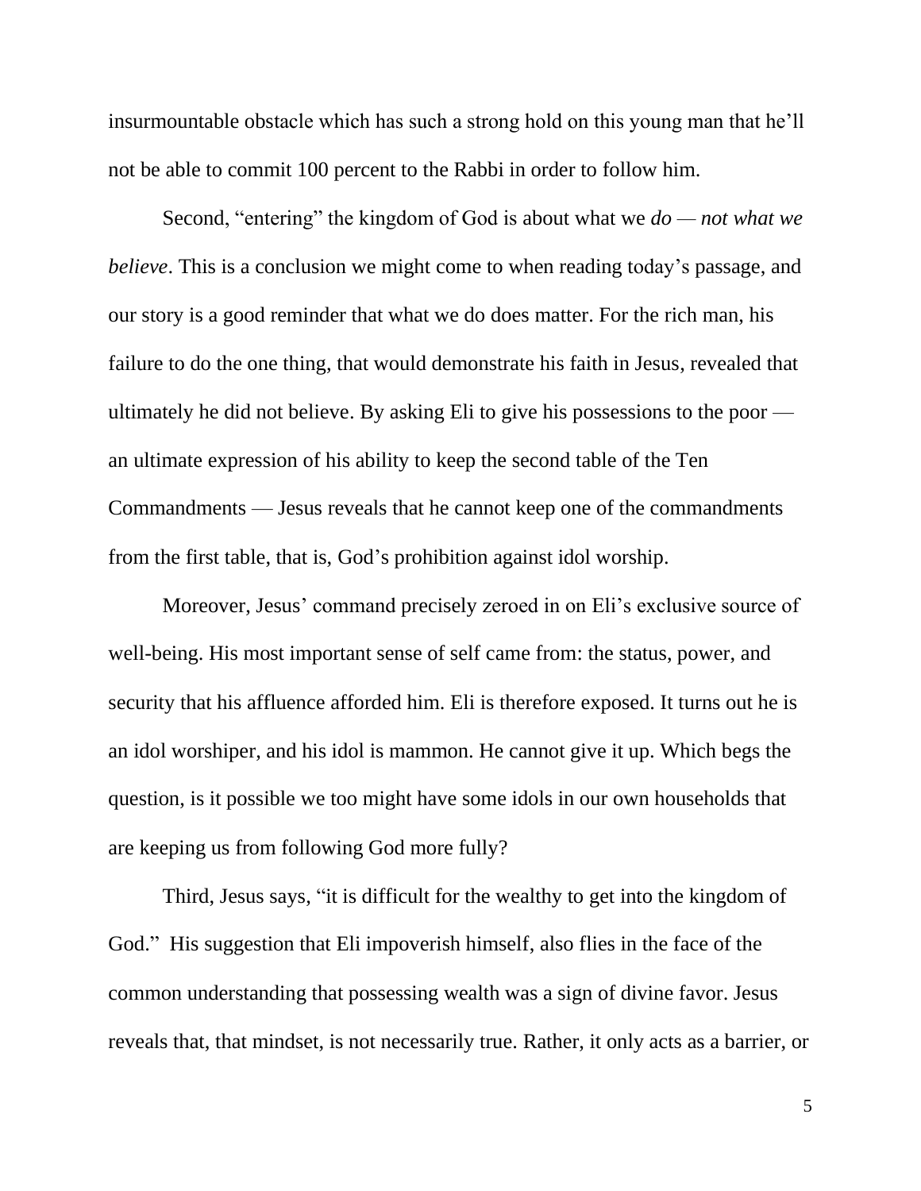insurmountable obstacle which has such a strong hold on this young man that he'll not be able to commit 100 percent to the Rabbi in order to follow him.

Second, "entering" the kingdom of God is about what we *do — not what we believe*. This is a conclusion we might come to when reading today's passage, and our story is a good reminder that what we do does matter. For the rich man, his failure to do the one thing, that would demonstrate his faith in Jesus, revealed that ultimately he did not believe. By asking Eli to give his possessions to the poor — an ultimate expression of his ability to keep the second table of the Ten Commandments — Jesus reveals that he cannot keep one of the commandments from the first table, that is, God's prohibition against idol worship.

Moreover, Jesus' command precisely zeroed in on Eli's exclusive source of well-being. His most important sense of self came from: the status, power, and security that his affluence afforded him. Eli is therefore exposed. It turns out he is an idol worshiper, and his idol is mammon. He cannot give it up. Which begs the question, is it possible we too might have some idols in our own households that are keeping us from following God more fully?

Third, Jesus says, "it is difficult for the wealthy to get into the kingdom of God." His suggestion that Eli impoverish himself, also flies in the face of the common understanding that possessing wealth was a sign of divine favor. Jesus reveals that, that mindset, is not necessarily true. Rather, it only acts as a barrier, or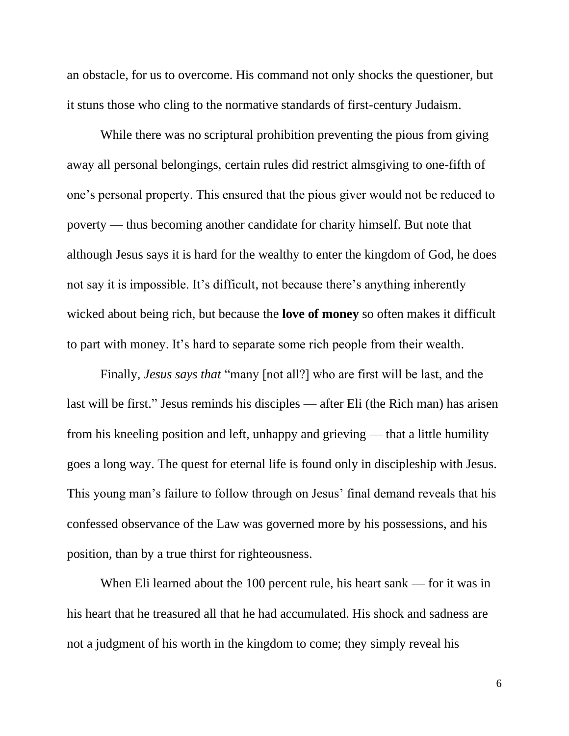an obstacle, for us to overcome. His command not only shocks the questioner, but it stuns those who cling to the normative standards of first-century Judaism.

While there was no scriptural prohibition preventing the pious from giving away all personal belongings, certain rules did restrict almsgiving to one-fifth of one's personal property. This ensured that the pious giver would not be reduced to poverty — thus becoming another candidate for charity himself. But note that although Jesus says it is hard for the wealthy to enter the kingdom of God, he does not say it is impossible. It's difficult, not because there's anything inherently wicked about being rich, but because the **love of money** so often makes it difficult to part with money. It's hard to separate some rich people from their wealth.

Finally, *Jesus says that* "many [not all?] who are first will be last, and the last will be first." Jesus reminds his disciples — after Eli (the Rich man) has arisen from his kneeling position and left, unhappy and grieving — that a little humility goes a long way. The quest for eternal life is found only in discipleship with Jesus. This young man's failure to follow through on Jesus' final demand reveals that his confessed observance of the Law was governed more by his possessions, and his position, than by a true thirst for righteousness.

When Eli learned about the 100 percent rule, his heart sank — for it was in his heart that he treasured all that he had accumulated. His shock and sadness are not a judgment of his worth in the kingdom to come; they simply reveal his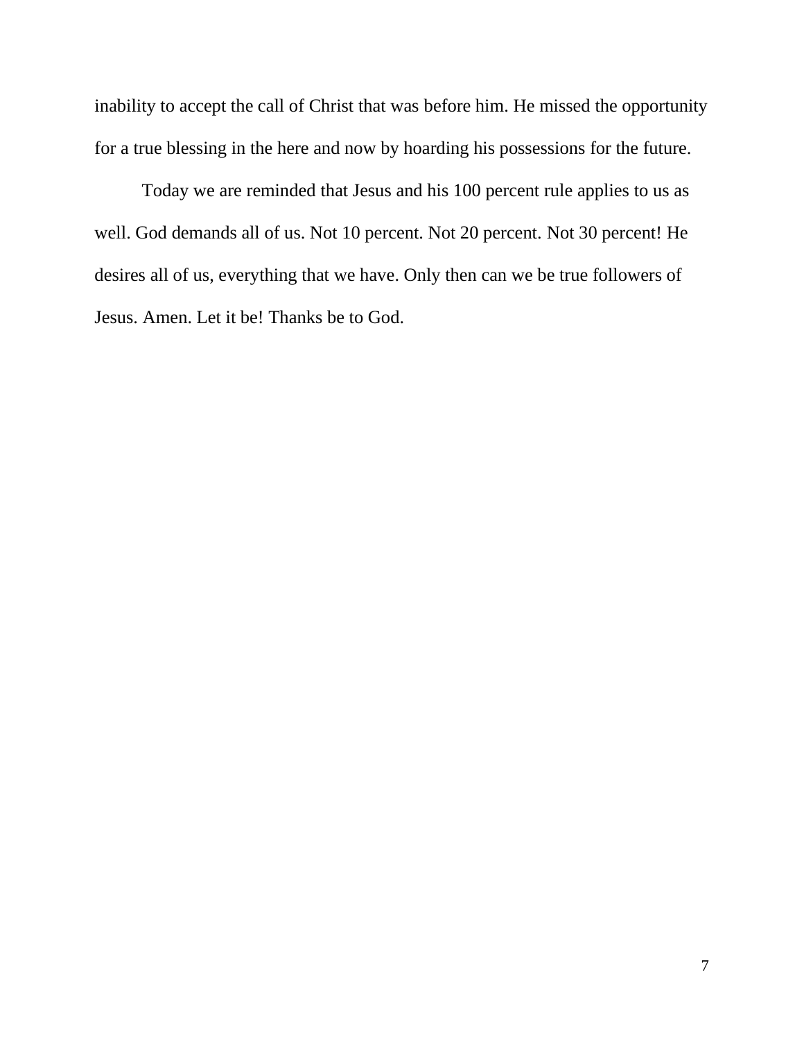inability to accept the call of Christ that was before him. He missed the opportunity for a true blessing in the here and now by hoarding his possessions for the future.

Today we are reminded that Jesus and his 100 percent rule applies to us as well. God demands all of us. Not 10 percent. Not 20 percent. Not 30 percent! He desires all of us, everything that we have. Only then can we be true followers of Jesus. Amen. Let it be! Thanks be to God.